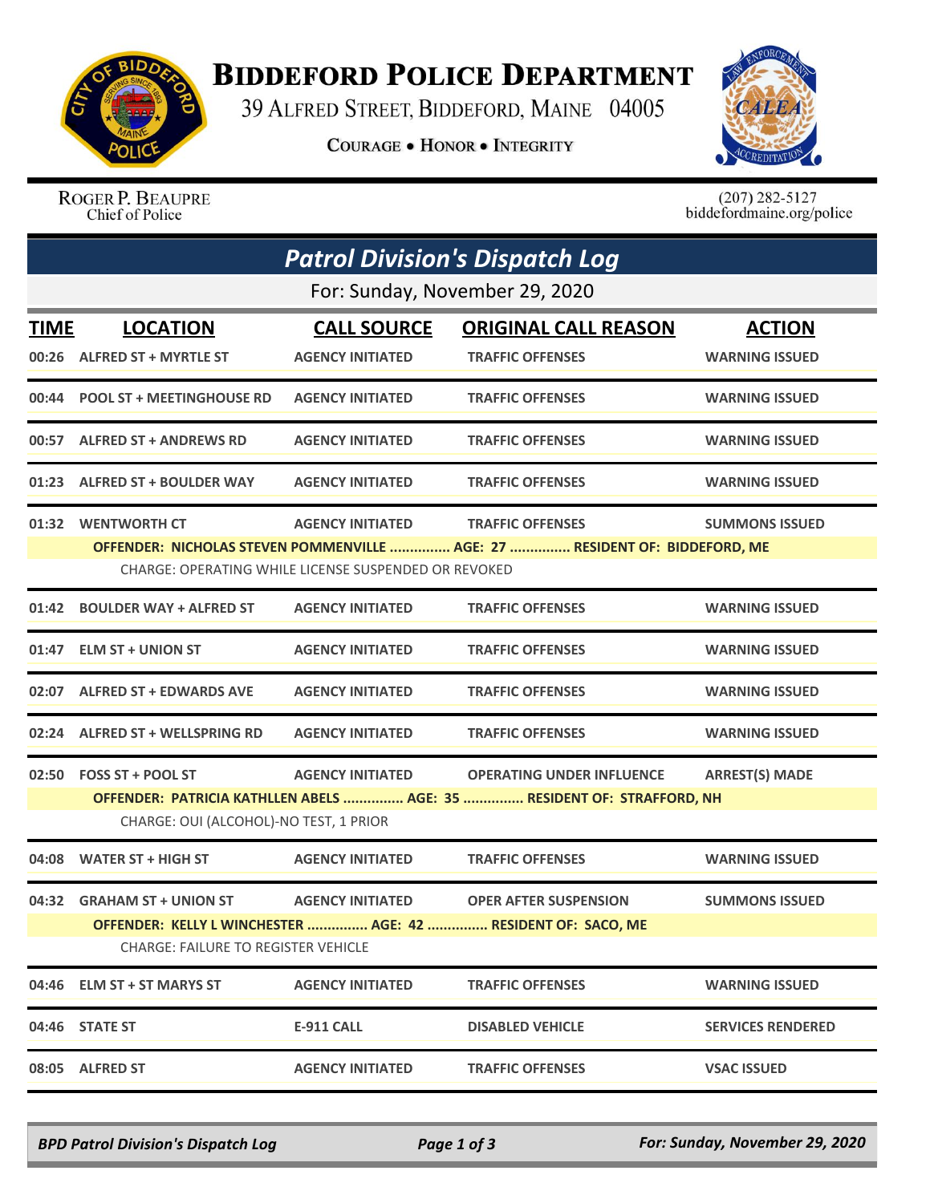# Biddeford Police Department

39 Alfred Street, Biddeford, Maine 04005

Courage • Honor • Integrity

Roger P. Beaupre
Chief of Police

(207) 282-5127
biddefordmaine.org/police

## Patrol Division's Dispatch Log

For: Sunday, November 29, 2020

| TIME | LOCATION | CALL SOURCE | ORIGINAL CALL REASON | ACTION |
|---|---|---|---|---|
| 00:26 | ALFRED ST + MYRTLE ST | AGENCY INITIATED | TRAFFIC OFFENSES | WARNING ISSUED |
| 00:44 | POOL ST + MEETINGHOUSE RD | AGENCY INITIATED | TRAFFIC OFFENSES | WARNING ISSUED |
| 00:57 | ALFRED ST + ANDREWS RD | AGENCY INITIATED | TRAFFIC OFFENSES | WARNING ISSUED |
| 01:23 | ALFRED ST + BOULDER WAY | AGENCY INITIATED | TRAFFIC OFFENSES | WARNING ISSUED |
| 01:32 | WENTWORTH CT | AGENCY INITIATED | TRAFFIC OFFENSES | SUMMONS ISSUED |
| | OFFENDER: NICHOLAS STEVEN POMMENVILLE ............... AGE: 27 ............... RESIDENT OF: BIDDEFORD, ME | | | |
| | CHARGE: OPERATING WHILE LICENSE SUSPENDED OR REVOKED | | | |
| 01:42 | BOULDER WAY + ALFRED ST | AGENCY INITIATED | TRAFFIC OFFENSES | WARNING ISSUED |
| 01:47 | ELM ST + UNION ST | AGENCY INITIATED | TRAFFIC OFFENSES | WARNING ISSUED |
| 02:07 | ALFRED ST + EDWARDS AVE | AGENCY INITIATED | TRAFFIC OFFENSES | WARNING ISSUED |
| 02:24 | ALFRED ST + WELLSPRING RD | AGENCY INITIATED | TRAFFIC OFFENSES | WARNING ISSUED |
| 02:50 | FOSS ST + POOL ST | AGENCY INITIATED | OPERATING UNDER INFLUENCE | ARREST(S) MADE |
| | OFFENDER: PATRICIA KATHLLEN ABELS ............... AGE: 35 ............... RESIDENT OF: STRAFFORD, NH | | | |
| | CHARGE: OUI (ALCOHOL)-NO TEST, 1 PRIOR | | | |
| 04:08 | WATER ST + HIGH ST | AGENCY INITIATED | TRAFFIC OFFENSES | WARNING ISSUED |
| 04:32 | GRAHAM ST + UNION ST | AGENCY INITIATED | OPER AFTER SUSPENSION | SUMMONS ISSUED |
| | OFFENDER: KELLY L WINCHESTER ............... AGE: 42 ............... RESIDENT OF: SACO, ME | | | |
| | CHARGE: FAILURE TO REGISTER VEHICLE | | | |
| 04:46 | ELM ST + ST MARYS ST | AGENCY INITIATED | TRAFFIC OFFENSES | WARNING ISSUED |
| 04:46 | STATE ST | E-911 CALL | DISABLED VEHICLE | SERVICES RENDERED |
| 08:05 | ALFRED ST | AGENCY INITIATED | TRAFFIC OFFENSES | VSAC ISSUED |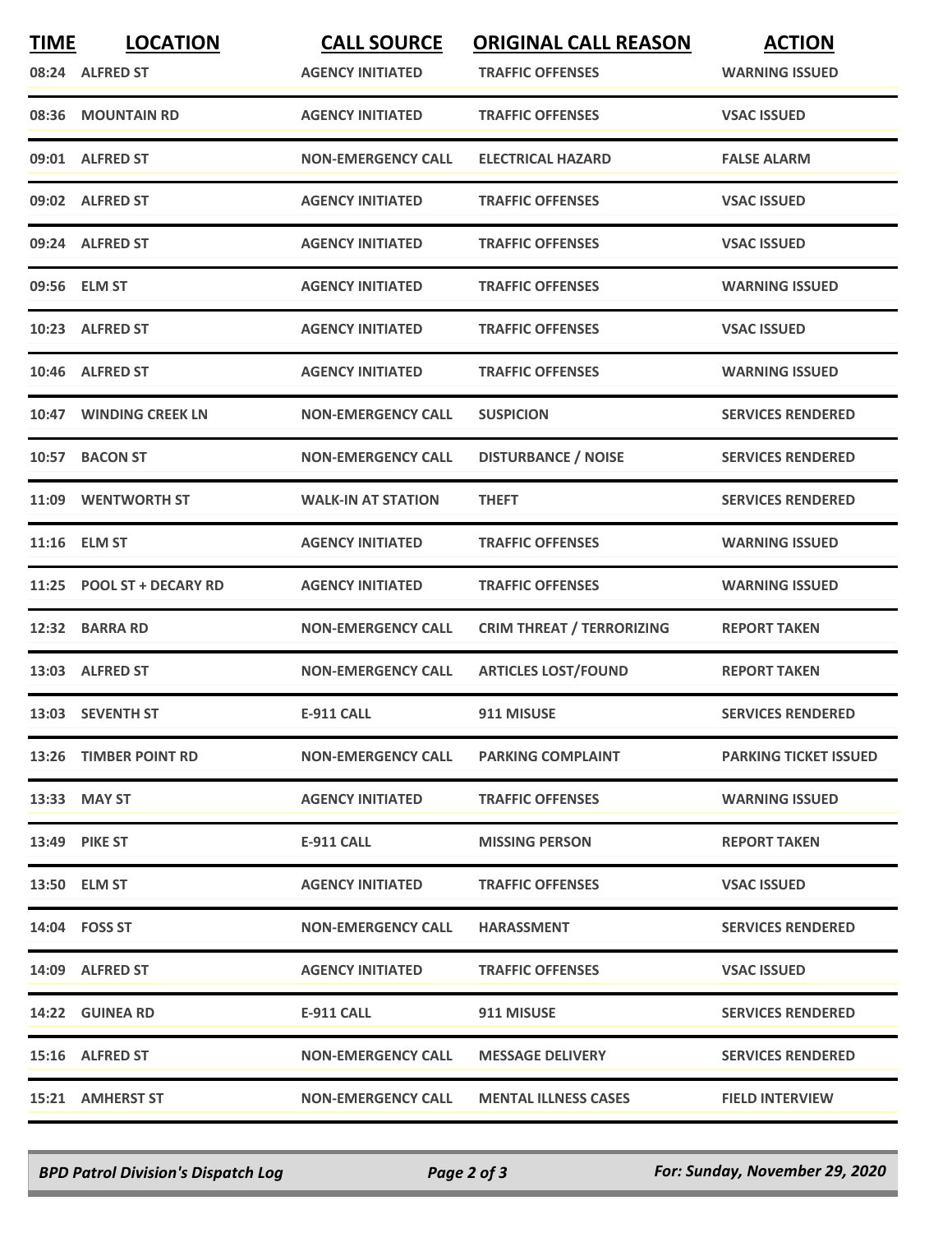| TIME | LOCATION | CALL SOURCE | ORIGINAL CALL REASON | ACTION |
|---|---|---|---|---|
| 08:24 | ALFRED ST | AGENCY INITIATED | TRAFFIC OFFENSES | WARNING ISSUED |
| 08:36 | MOUNTAIN RD | AGENCY INITIATED | TRAFFIC OFFENSES | VSAC ISSUED |
| 09:01 | ALFRED ST | NON-EMERGENCY CALL | ELECTRICAL HAZARD | FALSE ALARM |
| 09:02 | ALFRED ST | AGENCY INITIATED | TRAFFIC OFFENSES | VSAC ISSUED |
| 09:24 | ALFRED ST | AGENCY INITIATED | TRAFFIC OFFENSES | VSAC ISSUED |
| 09:56 | ELM ST | AGENCY INITIATED | TRAFFIC OFFENSES | WARNING ISSUED |
| 10:23 | ALFRED ST | AGENCY INITIATED | TRAFFIC OFFENSES | VSAC ISSUED |
| 10:46 | ALFRED ST | AGENCY INITIATED | TRAFFIC OFFENSES | WARNING ISSUED |
| 10:47 | WINDING CREEK LN | NON-EMERGENCY CALL | SUSPICION | SERVICES RENDERED |
| 10:57 | BACON ST | NON-EMERGENCY CALL | DISTURBANCE / NOISE | SERVICES RENDERED |
| 11:09 | WENTWORTH ST | WALK-IN AT STATION | THEFT | SERVICES RENDERED |
| 11:16 | ELM ST | AGENCY INITIATED | TRAFFIC OFFENSES | WARNING ISSUED |
| 11:25 | POOL ST + DECARY RD | AGENCY INITIATED | TRAFFIC OFFENSES | WARNING ISSUED |
| 12:32 | BARRA RD | NON-EMERGENCY CALL | CRIM THREAT / TERRORIZING | REPORT TAKEN |
| 13:03 | ALFRED ST | NON-EMERGENCY CALL | ARTICLES LOST/FOUND | REPORT TAKEN |
| 13:03 | SEVENTH ST | E-911 CALL | 911 MISUSE | SERVICES RENDERED |
| 13:26 | TIMBER POINT RD | NON-EMERGENCY CALL | PARKING COMPLAINT | PARKING TICKET ISSUED |
| 13:33 | MAY ST | AGENCY INITIATED | TRAFFIC OFFENSES | WARNING ISSUED |
| 13:49 | PIKE ST | E-911 CALL | MISSING PERSON | REPORT TAKEN |
| 13:50 | ELM ST | AGENCY INITIATED | TRAFFIC OFFENSES | VSAC ISSUED |
| 14:04 | FOSS ST | NON-EMERGENCY CALL | HARASSMENT | SERVICES RENDERED |
| 14:09 | ALFRED ST | AGENCY INITIATED | TRAFFIC OFFENSES | VSAC ISSUED |
| 14:22 | GUINEA RD | E-911 CALL | 911 MISUSE | SERVICES RENDERED |
| 15:16 | ALFRED ST | NON-EMERGENCY CALL | MESSAGE DELIVERY | SERVICES RENDERED |
| 15:21 | AMHERST ST | NON-EMERGENCY CALL | MENTAL ILLNESS CASES | FIELD INTERVIEW |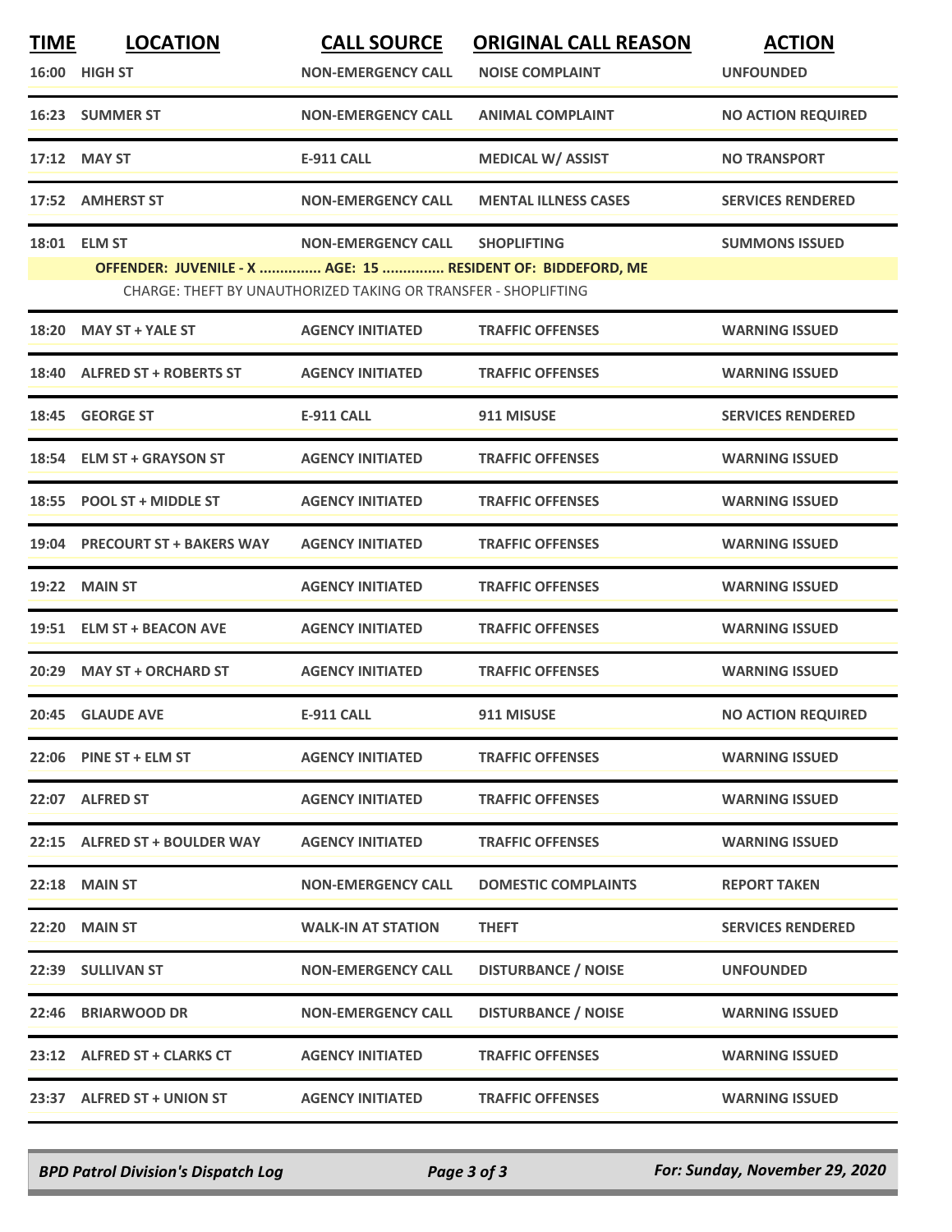| TIME | LOCATION | CALL SOURCE | ORIGINAL CALL REASON | ACTION |
|---|---|---|---|---|
| 16:00 | HIGH ST | NON-EMERGENCY CALL | NOISE COMPLAINT | UNFOUNDED |
| 16:23 | SUMMER ST | NON-EMERGENCY CALL | ANIMAL COMPLAINT | NO ACTION REQUIRED |
| 17:12 | MAY ST | E-911 CALL | MEDICAL W/ ASSIST | NO TRANSPORT |
| 17:52 | AMHERST ST | NON-EMERGENCY CALL | MENTAL ILLNESS CASES | SERVICES RENDERED |
| 18:01 | ELM ST | NON-EMERGENCY CALL | SHOPLIFTING | SUMMONS ISSUED |
| | OFFENDER: JUVENILE - X ............... AGE: 15 ............... RESIDENT OF: BIDDEFORD, ME | | | |
| | CHARGE: THEFT BY UNAUTHORIZED TAKING OR TRANSFER - SHOPLIFTING | | | |
| 18:20 | MAY ST + YALE ST | AGENCY INITIATED | TRAFFIC OFFENSES | WARNING ISSUED |
| 18:40 | ALFRED ST + ROBERTS ST | AGENCY INITIATED | TRAFFIC OFFENSES | WARNING ISSUED |
| 18:45 | GEORGE ST | E-911 CALL | 911 MISUSE | SERVICES RENDERED |
| 18:54 | ELM ST + GRAYSON ST | AGENCY INITIATED | TRAFFIC OFFENSES | WARNING ISSUED |
| 18:55 | POOL ST + MIDDLE ST | AGENCY INITIATED | TRAFFIC OFFENSES | WARNING ISSUED |
| 19:04 | PRECOURT ST + BAKERS WAY | AGENCY INITIATED | TRAFFIC OFFENSES | WARNING ISSUED |
| 19:22 | MAIN ST | AGENCY INITIATED | TRAFFIC OFFENSES | WARNING ISSUED |
| 19:51 | ELM ST + BEACON AVE | AGENCY INITIATED | TRAFFIC OFFENSES | WARNING ISSUED |
| 20:29 | MAY ST + ORCHARD ST | AGENCY INITIATED | TRAFFIC OFFENSES | WARNING ISSUED |
| 20:45 | GLAUDE AVE | E-911 CALL | 911 MISUSE | NO ACTION REQUIRED |
| 22:06 | PINE ST + ELM ST | AGENCY INITIATED | TRAFFIC OFFENSES | WARNING ISSUED |
| 22:07 | ALFRED ST | AGENCY INITIATED | TRAFFIC OFFENSES | WARNING ISSUED |
| 22:15 | ALFRED ST + BOULDER WAY | AGENCY INITIATED | TRAFFIC OFFENSES | WARNING ISSUED |
| 22:18 | MAIN ST | NON-EMERGENCY CALL | DOMESTIC COMPLAINTS | REPORT TAKEN |
| 22:20 | MAIN ST | WALK-IN AT STATION | THEFT | SERVICES RENDERED |
| 22:39 | SULLIVAN ST | NON-EMERGENCY CALL | DISTURBANCE / NOISE | UNFOUNDED |
| 22:46 | BRIARWOOD DR | NON-EMERGENCY CALL | DISTURBANCE / NOISE | WARNING ISSUED |
| 23:12 | ALFRED ST + CLARKS CT | AGENCY INITIATED | TRAFFIC OFFENSES | WARNING ISSUED |
| 23:37 | ALFRED ST + UNION ST | AGENCY INITIATED | TRAFFIC OFFENSES | WARNING ISSUED |